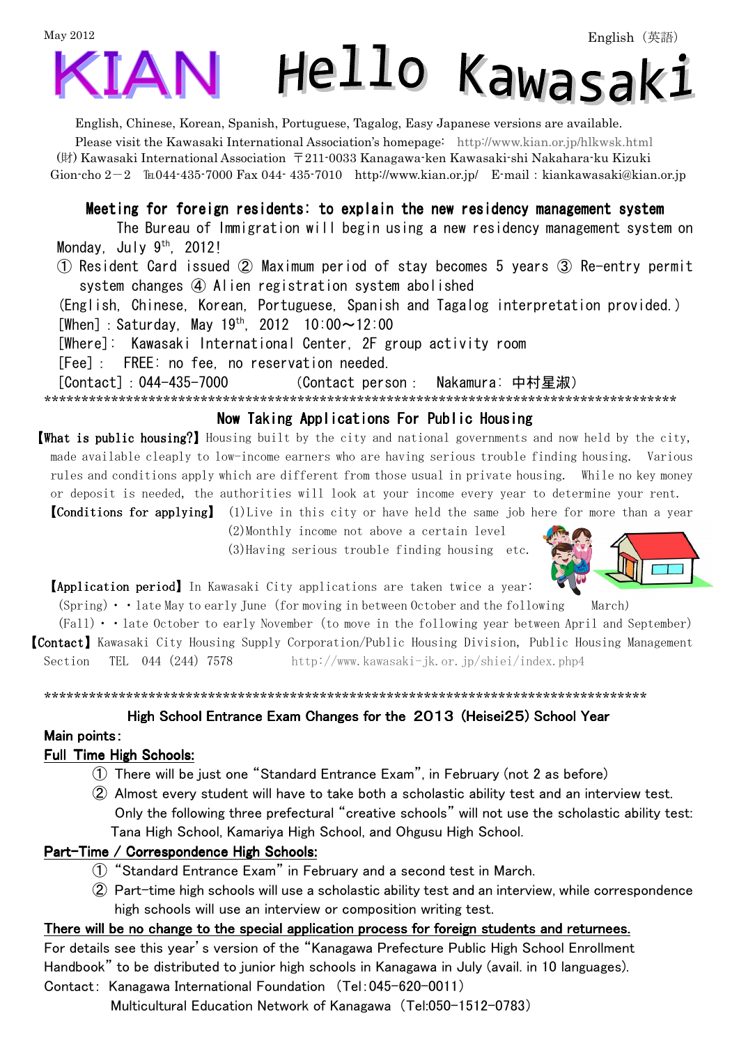May 2012

English（英語）

# KIAN Hello Kawasaki

English, Chinese, Korean, Spanish, Portuguese, Tagalog, Easy Japanese versions are available.

Please visit the Kawasaki International Association's homepage: http://www.kian.or.jp/hlkwsk.html

(財) Kawasaki International Association 〒211-0033 Kanagawa-ken Kawasaki-shi Nakahara-ku Kizuki Gion-cho 2－2 ℡044-435-7000 Fax 044- 435-7010 http://www.kian.or.jp/ E-mail : kiankawasaki@kian.or.jp

## Meeting for foreign residents: to explain the new residency management system

The Bureau of Immigration will begin using a new residency management system on Monday, July 9th, 2012!

① Resident Card issued ② Maximum period of stay becomes 5 years ③ Re-entry permit system changes ④ Alien registration system abolished

(English, Chinese, Korean, Portuguese, Spanish and Tagalog interpretation provided.)

[When]：Saturday, May 19th, 2012 10:00～12:00

[Where]: Kawasaki International Center, 2F group activity room

[Fee]: FREE: no fee, no reservation needed.

[Contact]：044-435-7000 (Contact person: Nakamura: 中村星淑)

*****************************************************************************************

## Now Taking Applications For Public Housing

【What is public housing?】Housing built by the city and national governments and now held by the city, made available cleaply to low-income earners who are having serious trouble finding housing. Various rules and conditions apply which are different from those usual in private housing. While no key money or deposit is needed, the authorities will look at your income every year to determine your rent.

【Conditions for applying】 (1)Live in this city or have held the same job here for more than a year
(2)Monthly income not above a certain level
(3)Having serious trouble finding housing etc.

【Application period】In Kawasaki City applications are taken twice a year:

(Spring)・・late May to early June (for moving in between October and the following March)

(Fall)・・late October to early November (to move in the following year between April and September)

【Contact】Kawasaki City Housing Supply Corporation/Public Housing Division, Public Housing Management Section TEL 044 (244) 7578 http://www.kawasaki-jk.or.jp/shiei/index.php4

*****************************************************************************************

## High School Entrance Exam Changes for the 2013 (Heisei25) School Year

Main points:

**Full Time High Schools:**

① There will be just one "Standard Entrance Exam", in February (not 2 as before)

② Almost every student will have to take both a scholastic ability test and an interview test. Only the following three prefectural "creative schools" will not use the scholastic ability test: Tana High School, Kamariya High School, and Ohgusu High School.

**Part-Time / Correspondence High Schools:**

① "Standard Entrance Exam" in February and a second test in March.

② Part-time high schools will use a scholastic ability test and an interview, while correspondence high schools will use an interview or composition writing test.

**There will be no change to the special application process for foreign students and returnees.**

For details see this year's version of the "Kanagawa Prefecture Public High School Enrollment Handbook" to be distributed to junior high schools in Kanagawa in July (avail. in 10 languages).

Contact: Kanagawa International Foundation (Tel:045-620-0011)
Multicultural Education Network of Kanagawa (Tel:050-1512-0783)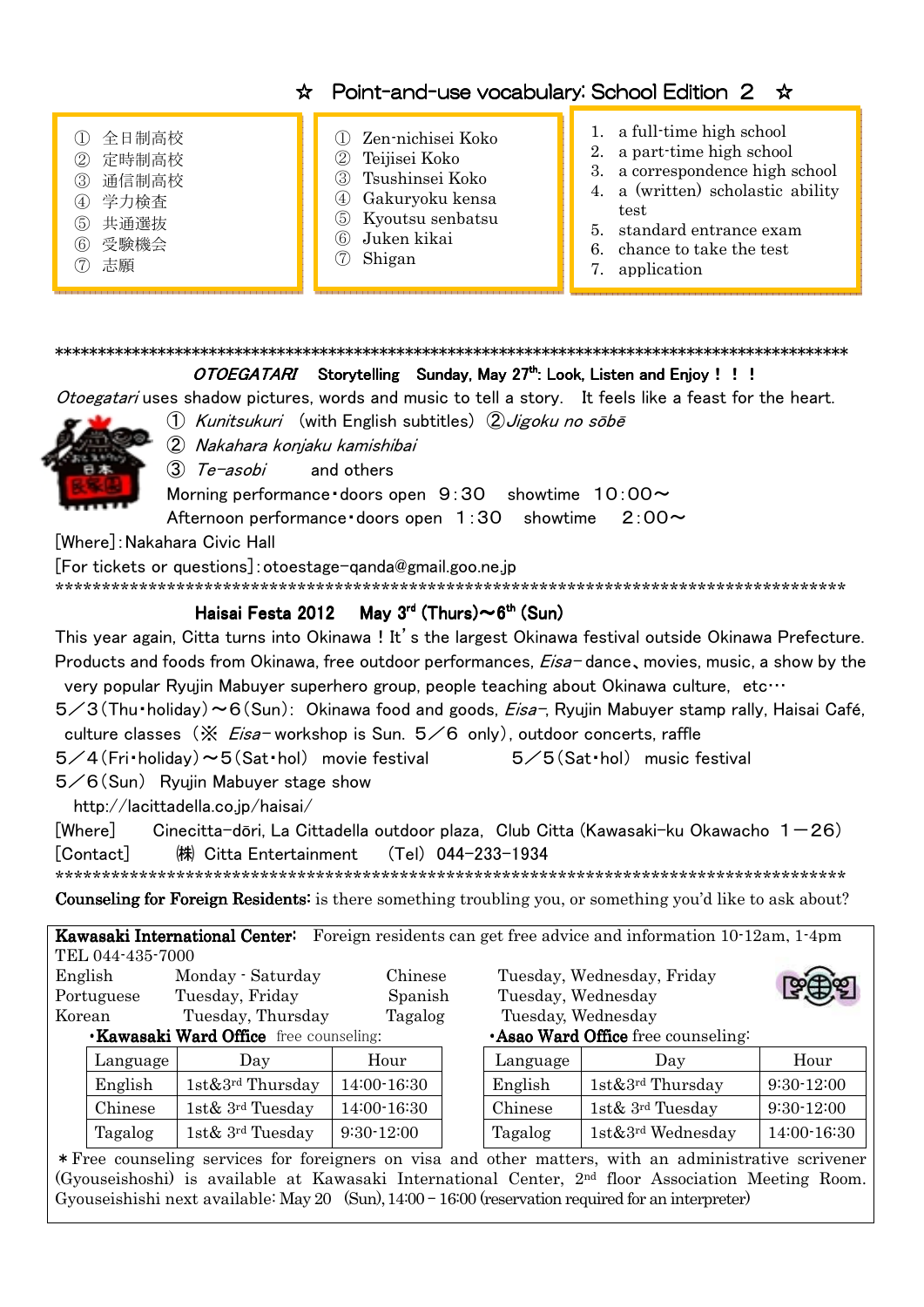## ☆ Point-and-use vocabulary: School Edition 2 ☆

| | | |
|---|---|---|
| ① 全日制高校 | ① Zen-nichisei Koko | 1. a full-time high school |
| ② 定時制高校 | ② Teijisei Koko | 2. a part-time high school |
| ③ 通信制高校 | ③ Tsushinsei Koko | 3. a correspondence high school |
| ④ 学力検査 | ④ Gakuryoku kensa | 4. a (written) scholastic ability test |
| ⑤ 共通選抜 | ⑤ Kyoutsu senbatsu | 5. standard entrance exam |
| ⑥ 受験機会 | ⑥ Juken kikai | 6. chance to take the test |
| ⑦ 志願 | ⑦ Shigan | 7. application |

\*\*\*\*\*\*\*\*\*\*\*\*\*\*\*\*\*\*\*\*\*\*\*\*\*\*\*\*\*\*\*\*\*\*\*\*\*\*\*\*\*\*\*\*\*\*\*\*\*\*\*\*\*\*\*\*\*\*\*\*\*\*\*\*\*\*\*\*\*\*\*\*\*\*\*\*\*\*\*\*\*\*\*\*\*\*\*\*\*\*\*\*

### *OTOEGATARI* Storytelling Sunday, May 27th: Look, Listen and Enjoy！！！

*Otoegatari* uses shadow pictures, words and music to tell a story. It feels like a feast for the heart.

① *Kunitsukuri* (with English subtitles) ②*Jigoku no sōbē*
② *Nakahara konjaku kamishibai*
③ *Te-asobi* and others

Morning performance・doors open 9：30 showtime 10：00～
Afternoon performance・doors open 1：30 showtime 2：00～

[Where]：Nakahara Civic Hall
[For tickets or questions]：otoestage-qanda@gmail.goo.ne.jp

\*\*\*\*\*\*\*\*\*\*\*\*\*\*\*\*\*\*\*\*\*\*\*\*\*\*\*\*\*\*\*\*\*\*\*\*\*\*\*\*\*\*\*\*\*\*\*\*\*\*\*\*\*\*\*\*\*\*\*\*\*\*\*\*\*\*\*\*\*\*\*\*\*\*\*\*\*\*\*\*\*\*\*\*\*\*\*\*\*\*\*\*

### Haisai Festa 2012 May 3rd (Thurs)～6th (Sun)

This year again, Citta turns into Okinawa！It's the largest Okinawa festival outside Okinawa Prefecture. Products and foods from Okinawa, free outdoor performances, *Eisa*- dance、movies, music, a show by the very popular Ryujin Mabuyer superhero group, people teaching about Okinawa culture, etc…

5／3(Thu・holiday)～6(Sun): Okinawa food and goods, *Eisa*-, Ryujin Mabuyer stamp rally, Haisai Café, culture classes (※ *Eisa*- workshop is Sun. 5／6 only), outdoor concerts, raffle
5／4(Fri・holiday)～5(Sat・hol) movie festival 5／5(Sat・hol) music festival
5／6(Sun) Ryujin Mabuyer stage show
http://lacittadella.co.jp/haisai/

[Where] Cinecitta-dōri, La Cittadella outdoor plaza, Club Citta (Kawasaki-ku Okawacho 1－26)
[Contact] ㈱ Citta Entertainment (Tel) 044-233-1934

\*\*\*\*\*\*\*\*\*\*\*\*\*\*\*\*\*\*\*\*\*\*\*\*\*\*\*\*\*\*\*\*\*\*\*\*\*\*\*\*\*\*\*\*\*\*\*\*\*\*\*\*\*\*\*\*\*\*\*\*\*\*\*\*\*\*\*\*\*\*\*\*\*\*\*\*\*\*\*\*\*\*\*\*\*\*\*\*\*\*\*\*

**Counseling for Foreign Residents:** is there something troubling you, or something you'd like to ask about?

**Kawasaki International Center:** Foreign residents can get free advice and information 10-12am, 1-4pm
TEL 044-435-7000

| | | | |
|---|---|---|---|
| English | Monday - Saturday | Chinese | Tuesday, Wednesday, Friday |
| Portuguese | Tuesday, Friday | Spanish | Tuesday, Wednesday |
| Korean | Tuesday, Thursday | Tagalog | Tuesday, Wednesday |

・**Kawasaki Ward Office** free counseling:

| Language | Day | Hour |
|---|---|---|
| English | 1st&3rd Thursday | 14:00-16:30 |
| Chinese | 1st& 3rd Tuesday | 14:00-16:30 |
| Tagalog | 1st& 3rd Tuesday | 9:30-12:00 |

・**Asao Ward Office** free counseling:

| Language | Day | Hour |
|---|---|---|
| English | 1st&3rd Thursday | 9:30-12:00 |
| Chinese | 1st& 3rd Tuesday | 9:30-12:00 |
| Tagalog | 1st&3rd Wednesday | 14:00-16:30 |

＊Free counseling services for foreigners on visa and other matters, with an administrative scrivener (Gyouseishoshi) is available at Kawasaki International Center, 2nd floor Association Meeting Room. Gyouseishishi next available: May 20 (Sun), 14:00－16:00 (reservation required for an interpreter)